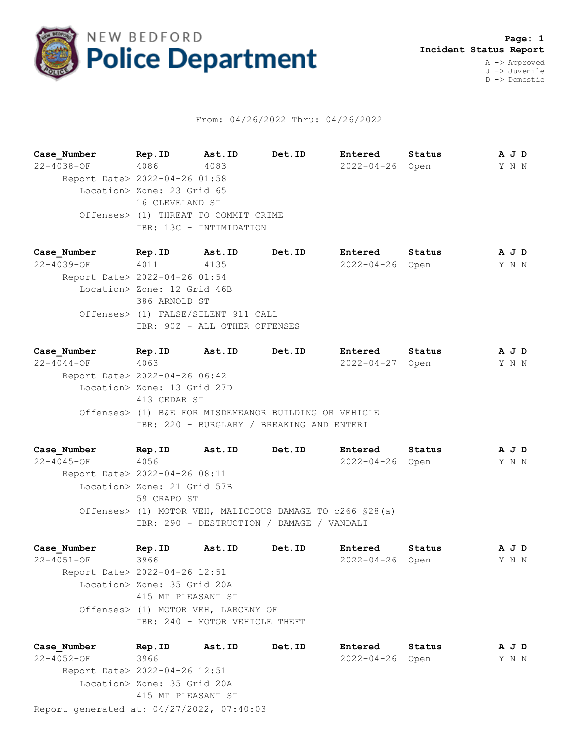# NEW BEDFORD Police Department

**Incident Status Report**

A -> Approved
J -> Juvenile
D -> Domestic

From: 04/26/2022 Thru: 04/26/2022

| Case_Number | Rep.ID | Ast.ID | Det.ID | Entered | Status | A J D |
|---|---|---|---|---|---|---|
| 22-4038-OF | 4086 | 4083 | | 2022-04-26 | Open | Y N N |

Report Date> 2022-04-26 01:58
Location> Zone: 23 Grid 65
16 CLEVELAND ST
Offenses> (1) THREAT TO COMMIT CRIME
IBR: 13C - INTIMIDATION

| Case_Number | Rep.ID | Ast.ID | Det.ID | Entered | Status | A J D |
|---|---|---|---|---|---|---|
| 22-4039-OF | 4011 | 4135 | | 2022-04-26 | Open | Y N N |

Report Date> 2022-04-26 01:54
Location> Zone: 12 Grid 46B
386 ARNOLD ST
Offenses> (1) FALSE/SILENT 911 CALL
IBR: 90Z - ALL OTHER OFFENSES

| Case_Number | Rep.ID | Ast.ID | Det.ID | Entered | Status | A J D |
|---|---|---|---|---|---|---|
| 22-4044-OF | 4063 | | | 2022-04-27 | Open | Y N N |

Report Date> 2022-04-26 06:42
Location> Zone: 13 Grid 27D
413 CEDAR ST
Offenses> (1) B&E FOR MISDEMEANOR BUILDING OR VEHICLE
IBR: 220 - BURGLARY / BREAKING AND ENTERI

| Case_Number | Rep.ID | Ast.ID | Det.ID | Entered | Status | A J D |
|---|---|---|---|---|---|---|
| 22-4045-OF | 4056 | | | 2022-04-26 | Open | Y N N |

Report Date> 2022-04-26 08:11
Location> Zone: 21 Grid 57B
59 CRAPO ST
Offenses> (1) MOTOR VEH, MALICIOUS DAMAGE TO c266 §28(a)
IBR: 290 - DESTRUCTION / DAMAGE / VANDALI

| Case_Number | Rep.ID | Ast.ID | Det.ID | Entered | Status | A J D |
|---|---|---|---|---|---|---|
| 22-4051-OF | 3966 | | | 2022-04-26 | Open | Y N N |

Report Date> 2022-04-26 12:51
Location> Zone: 35 Grid 20A
415 MT PLEASANT ST
Offenses> (1) MOTOR VEH, LARCENY OF
IBR: 240 - MOTOR VEHICLE THEFT

| Case_Number | Rep.ID | Ast.ID | Det.ID | Entered | Status | A J D |
|---|---|---|---|---|---|---|
| 22-4052-OF | 3966 | | | 2022-04-26 | Open | Y N N |

Report Date> 2022-04-26 12:51
Location> Zone: 35 Grid 20A
415 MT PLEASANT ST

Report generated at: 04/27/2022, 07:40:03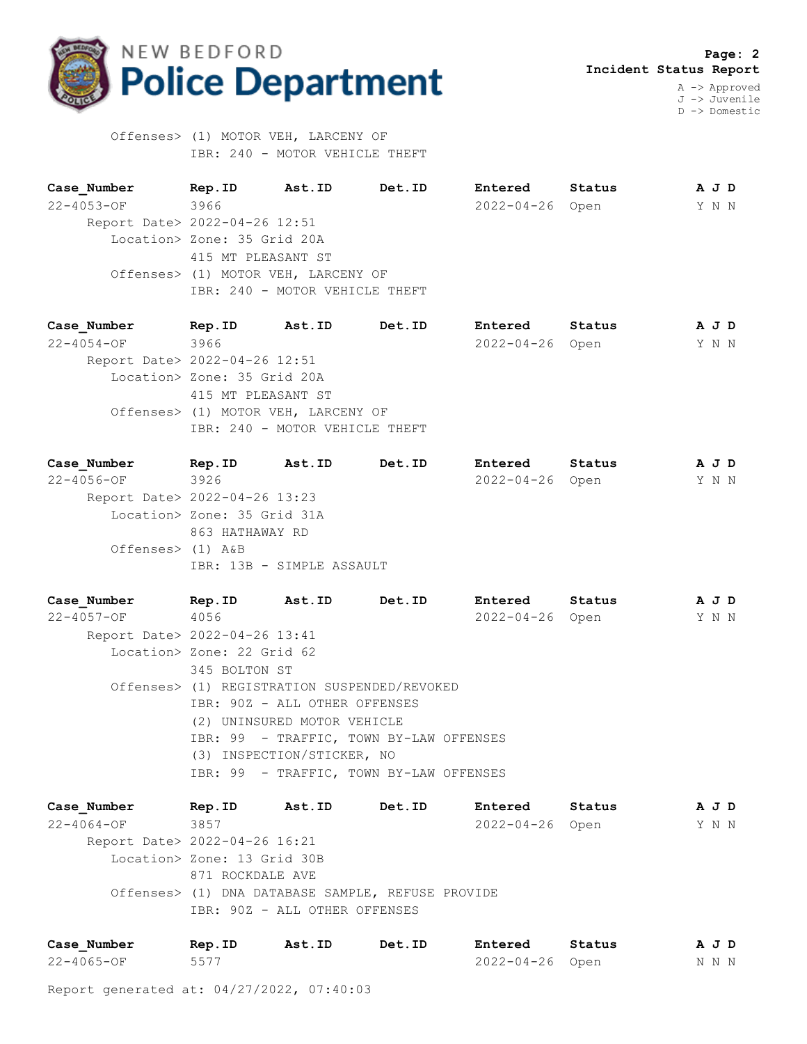NEW BEDFORD Police Department

**Incident Status Report**

A -> Approved
J -> Juvenile
D -> Domestic

Offenses> (1) MOTOR VEH, LARCENY OF
IBR: 240 - MOTOR VEHICLE THEFT

| Case_Number | Rep.ID | Ast.ID | Det.ID | Entered | Status | A | J | D |
|---|---|---|---|---|---|---|---|---|
| 22-4053-OF | 3966 | | | 2022-04-26 | Open | Y | N | N |

Report Date> 2022-04-26 12:51
Location> Zone: 35 Grid 20A
415 MT PLEASANT ST
Offenses> (1) MOTOR VEH, LARCENY OF
IBR: 240 - MOTOR VEHICLE THEFT

| Case_Number | Rep.ID | Ast.ID | Det.ID | Entered | Status | A | J | D |
|---|---|---|---|---|---|---|---|---|
| 22-4054-OF | 3966 | | | 2022-04-26 | Open | Y | N | N |

Report Date> 2022-04-26 12:51
Location> Zone: 35 Grid 20A
415 MT PLEASANT ST
Offenses> (1) MOTOR VEH, LARCENY OF
IBR: 240 - MOTOR VEHICLE THEFT

| Case_Number | Rep.ID | Ast.ID | Det.ID | Entered | Status | A | J | D |
|---|---|---|---|---|---|---|---|---|
| 22-4056-OF | 3926 | | | 2022-04-26 | Open | Y | N | N |

Report Date> 2022-04-26 13:23
Location> Zone: 35 Grid 31A
863 HATHAWAY RD
Offenses> (1) A&B
IBR: 13B - SIMPLE ASSAULT

| Case_Number | Rep.ID | Ast.ID | Det.ID | Entered | Status | A | J | D |
|---|---|---|---|---|---|---|---|---|
| 22-4057-OF | 4056 | | | 2022-04-26 | Open | Y | N | N |

Report Date> 2022-04-26 13:41
Location> Zone: 22 Grid 62
345 BOLTON ST
Offenses> (1) REGISTRATION SUSPENDED/REVOKED
IBR: 90Z - ALL OTHER OFFENSES
(2) UNINSURED MOTOR VEHICLE
IBR: 99 - TRAFFIC, TOWN BY-LAW OFFENSES
(3) INSPECTION/STICKER, NO
IBR: 99 - TRAFFIC, TOWN BY-LAW OFFENSES

| Case_Number | Rep.ID | Ast.ID | Det.ID | Entered | Status | A | J | D |
|---|---|---|---|---|---|---|---|---|
| 22-4064-OF | 3857 | | | 2022-04-26 | Open | Y | N | N |

Report Date> 2022-04-26 16:21
Location> Zone: 13 Grid 30B
871 ROCKDALE AVE
Offenses> (1) DNA DATABASE SAMPLE, REFUSE PROVIDE
IBR: 90Z - ALL OTHER OFFENSES

| Case_Number | Rep.ID | Ast.ID | Det.ID | Entered | Status | A | J | D |
|---|---|---|---|---|---|---|---|---|
| 22-4065-OF | 5577 | | | 2022-04-26 | Open | N | N | N |

Report generated at: 04/27/2022, 07:40:03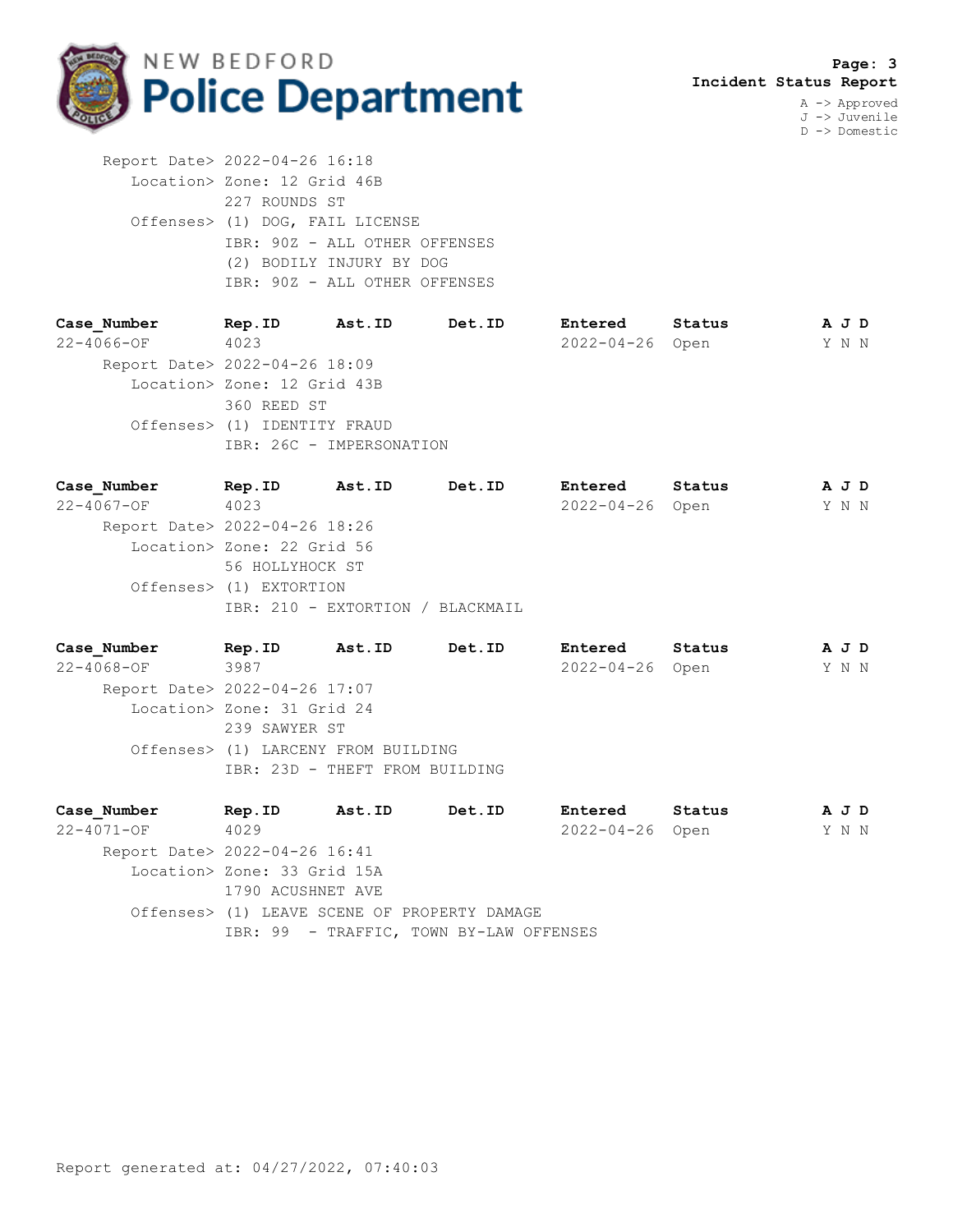**Incident Status Report**

A -> Approved
J -> Juvenile
D -> Domestic

Report Date> 2022-04-26 16:18
Location> Zone: 12 Grid 46B
227 ROUNDS ST
Offenses> (1) DOG, FAIL LICENSE
IBR: 90Z - ALL OTHER OFFENSES
(2) BODILY INJURY BY DOG
IBR: 90Z - ALL OTHER OFFENSES

| Case_Number | Rep.ID | Ast.ID | Det.ID | Entered | Status | A J D |
|---|---|---|---|---|---|---|
| 22-4066-OF | 4023 | | | 2022-04-26 | Open | Y N N |

Report Date> 2022-04-26 18:09
Location> Zone: 12 Grid 43B
360 REED ST
Offenses> (1) IDENTITY FRAUD
IBR: 26C - IMPERSONATION

| Case_Number | Rep.ID | Ast.ID | Det.ID | Entered | Status | A J D |
|---|---|---|---|---|---|---|
| 22-4067-OF | 4023 | | | 2022-04-26 | Open | Y N N |

Report Date> 2022-04-26 18:26
Location> Zone: 22 Grid 56
56 HOLLYHOCK ST
Offenses> (1) EXTORTION
IBR: 210 - EXTORTION / BLACKMAIL

| Case_Number | Rep.ID | Ast.ID | Det.ID | Entered | Status | A J D |
|---|---|---|---|---|---|---|
| 22-4068-OF | 3987 | | | 2022-04-26 | Open | Y N N |

Report Date> 2022-04-26 17:07
Location> Zone: 31 Grid 24
239 SAWYER ST
Offenses> (1) LARCENY FROM BUILDING
IBR: 23D - THEFT FROM BUILDING

| Case_Number | Rep.ID | Ast.ID | Det.ID | Entered | Status | A J D |
|---|---|---|---|---|---|---|
| 22-4071-OF | 4029 | | | 2022-04-26 | Open | Y N N |

Report Date> 2022-04-26 16:41
Location> Zone: 33 Grid 15A
1790 ACUSHNET AVE
Offenses> (1) LEAVE SCENE OF PROPERTY DAMAGE
IBR: 99 - TRAFFIC, TOWN BY-LAW OFFENSES

Report generated at: 04/27/2022, 07:40:03